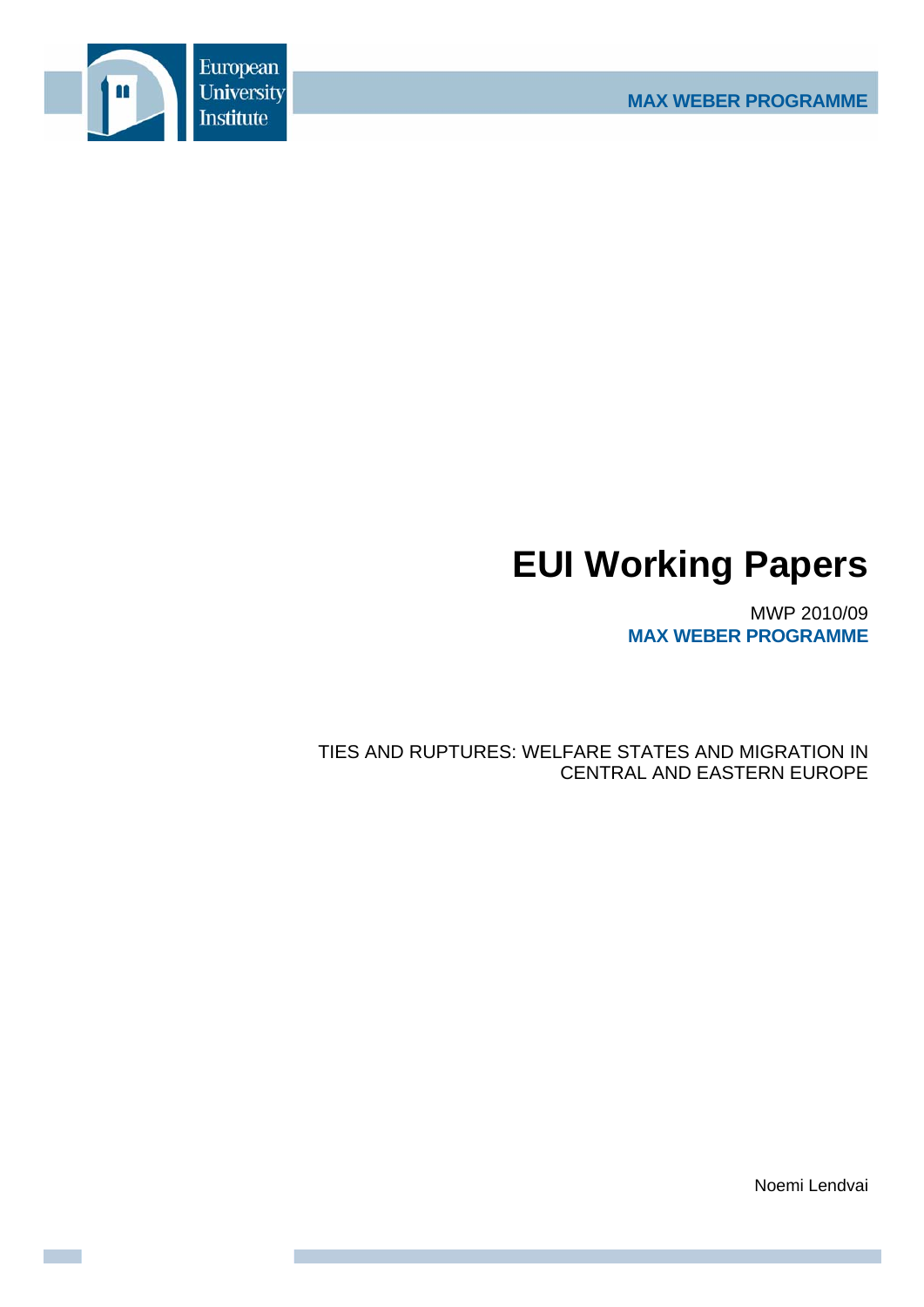European University Institute

MAX WEBER PROGRAMME

# EUI Working Papers

MWP 2010/09
**MAX WEBER PROGRAMME**

TIES AND RUPTURES: WELFARE STATES AND MIGRATION IN CENTRAL AND EASTERN EUROPE

Noemi Lendvai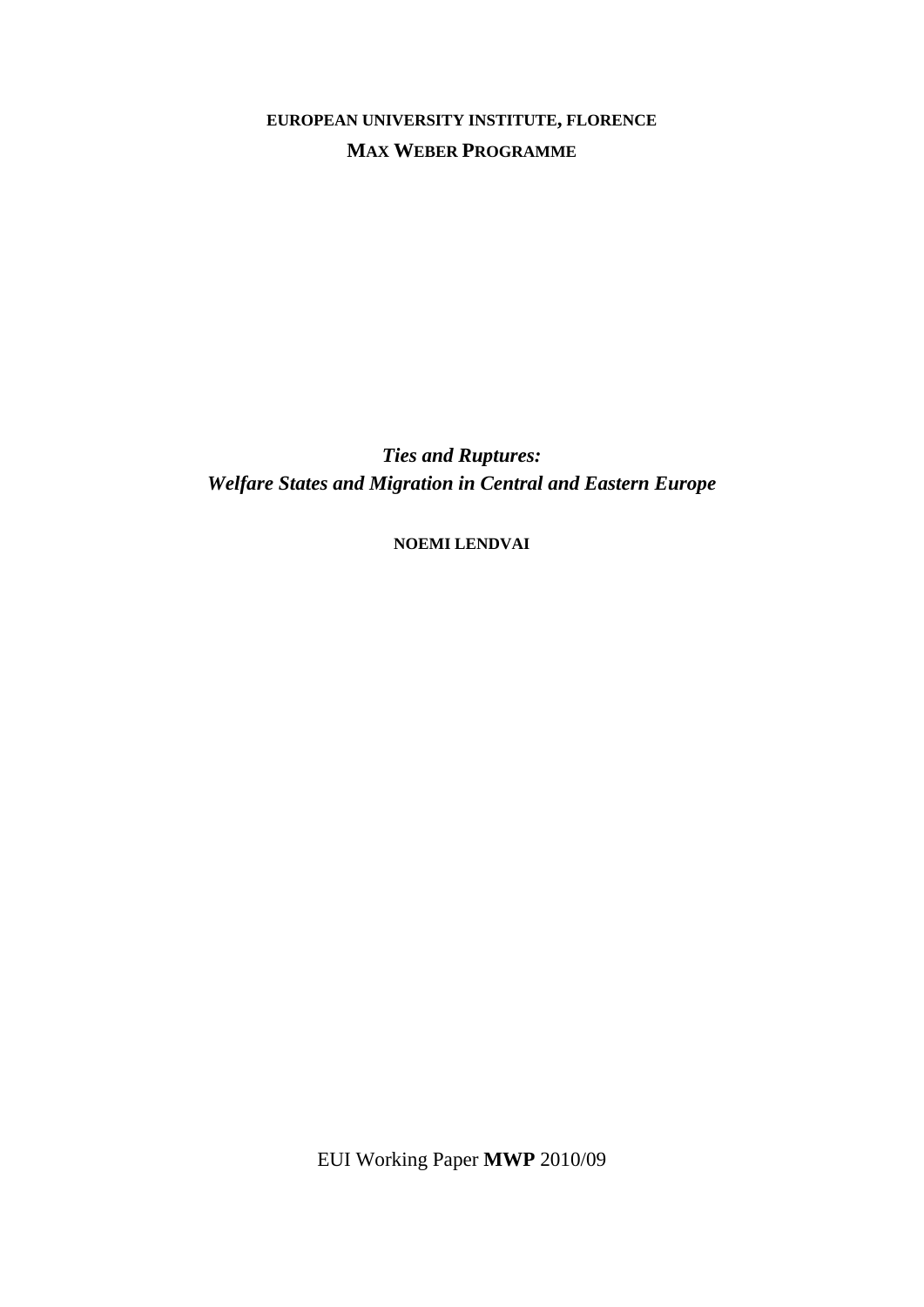**EUROPEAN UNIVERSITY INSTITUTE, FLORENCE**

**MAX WEBER PROGRAMME**

***Ties and Ruptures:***
***Welfare States and Migration in Central and Eastern Europe***

**NOEMI LENDVAI**

EUI Working Paper **MWP** 2010/09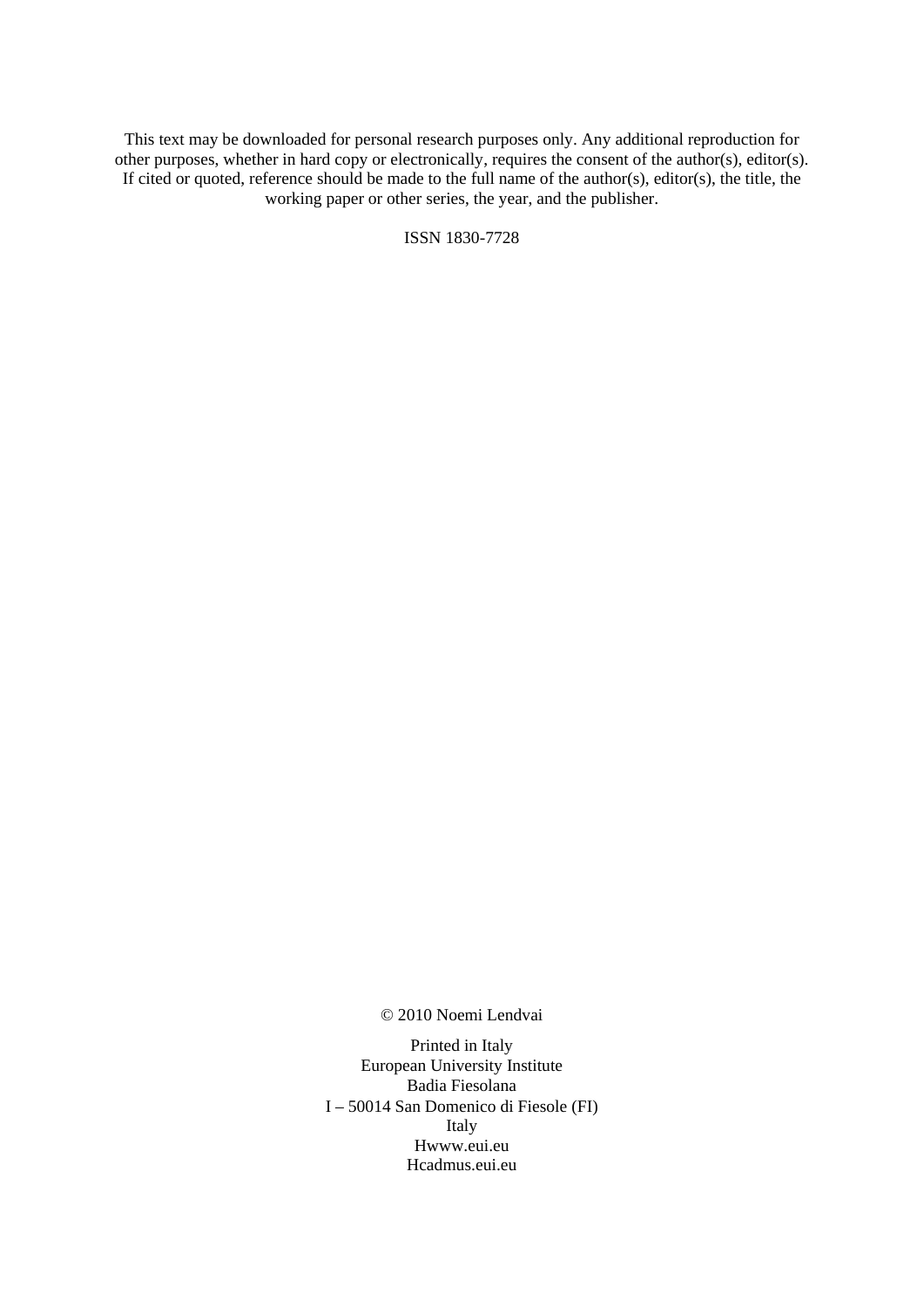This text may be downloaded for personal research purposes only. Any additional reproduction for other purposes, whether in hard copy or electronically, requires the consent of the author(s), editor(s). If cited or quoted, reference should be made to the full name of the author(s), editor(s), the title, the working paper or other series, the year, and the publisher.

ISSN 1830-7728

© 2010 Noemi Lendvai

Printed in Italy  
European University Institute  
Badia Fiesolana  
I – 50014 San Domenico di Fiesole (FI)  
Italy  
Hwww.eui.eu  
Hcadmus.eui.eu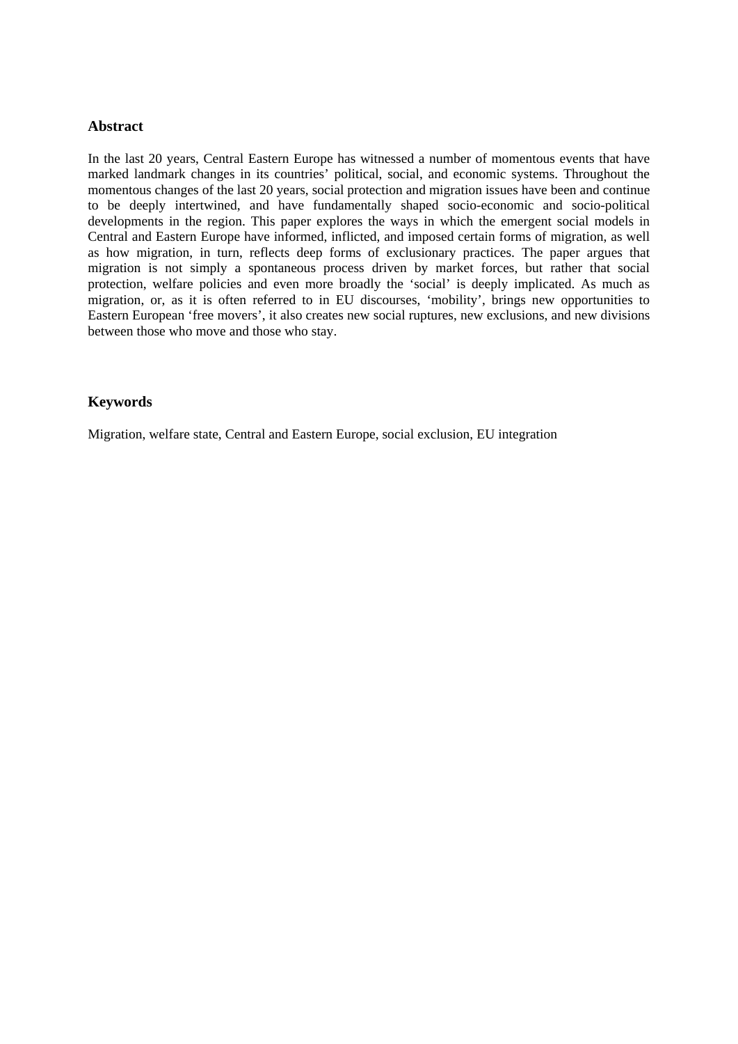## Abstract

In the last 20 years, Central Eastern Europe has witnessed a number of momentous events that have marked landmark changes in its countries' political, social, and economic systems. Throughout the momentous changes of the last 20 years, social protection and migration issues have been and continue to be deeply intertwined, and have fundamentally shaped socio-economic and socio-political developments in the region. This paper explores the ways in which the emergent social models in Central and Eastern Europe have informed, inflicted, and imposed certain forms of migration, as well as how migration, in turn, reflects deep forms of exclusionary practices. The paper argues that migration is not simply a spontaneous process driven by market forces, but rather that social protection, welfare policies and even more broadly the 'social' is deeply implicated. As much as migration, or, as it is often referred to in EU discourses, 'mobility', brings new opportunities to Eastern European 'free movers', it also creates new social ruptures, new exclusions, and new divisions between those who move and those who stay.

## Keywords

Migration, welfare state, Central and Eastern Europe, social exclusion, EU integration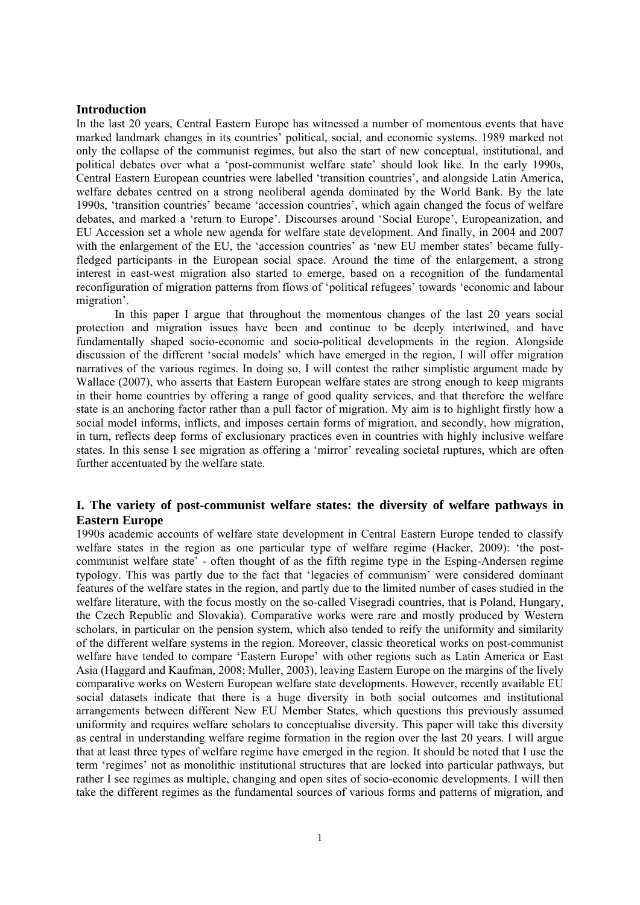## Introduction

In the last 20 years, Central Eastern Europe has witnessed a number of momentous events that have marked landmark changes in its countries' political, social, and economic systems. 1989 marked not only the collapse of the communist regimes, but also the start of new conceptual, institutional, and political debates over what a 'post-communist welfare state' should look like. In the early 1990s, Central Eastern European countries were labelled 'transition countries', and alongside Latin America, welfare debates centred on a strong neoliberal agenda dominated by the World Bank. By the late 1990s, 'transition countries' became 'accession countries', which again changed the focus of welfare debates, and marked a 'return to Europe'. Discourses around 'Social Europe', Europeanization, and EU Accession set a whole new agenda for welfare state development. And finally, in 2004 and 2007 with the enlargement of the EU, the 'accession countries' as 'new EU member states' became fully-fledged participants in the European social space. Around the time of the enlargement, a strong interest in east-west migration also started to emerge, based on a recognition of the fundamental reconfiguration of migration patterns from flows of 'political refugees' towards 'economic and labour migration'.

In this paper I argue that throughout the momentous changes of the last 20 years social protection and migration issues have been and continue to be deeply intertwined, and have fundamentally shaped socio-economic and socio-political developments in the region. Alongside discussion of the different 'social models' which have emerged in the region, I will offer migration narratives of the various regimes. In doing so, I will contest the rather simplistic argument made by Wallace (2007), who asserts that Eastern European welfare states are strong enough to keep migrants in their home countries by offering a range of good quality services, and that therefore the welfare state is an anchoring factor rather than a pull factor of migration. My aim is to highlight firstly how a social model informs, inflicts, and imposes certain forms of migration, and secondly, how migration, in turn, reflects deep forms of exclusionary practices even in countries with highly inclusive welfare states. In this sense I see migration as offering a 'mirror' revealing societal ruptures, which are often further accentuated by the welfare state.

## I. The variety of post-communist welfare states: the diversity of welfare pathways in Eastern Europe

1990s academic accounts of welfare state development in Central Eastern Europe tended to classify welfare states in the region as one particular type of welfare regime (Hacker, 2009): 'the post-communist welfare state' - often thought of as the fifth regime type in the Esping-Andersen regime typology. This was partly due to the fact that 'legacies of communism' were considered dominant features of the welfare states in the region, and partly due to the limited number of cases studied in the welfare literature, with the focus mostly on the so-called Visegradi countries, that is Poland, Hungary, the Czech Republic and Slovakia). Comparative works were rare and mostly produced by Western scholars, in particular on the pension system, which also tended to reify the uniformity and similarity of the different welfare systems in the region. Moreover, classic theoretical works on post-communist welfare have tended to compare 'Eastern Europe' with other regions such as Latin America or East Asia (Haggard and Kaufman, 2008; Muller, 2003), leaving Eastern Europe on the margins of the lively comparative works on Western European welfare state developments. However, recently available EU social datasets indicate that there is a huge diversity in both social outcomes and institutional arrangements between different New EU Member States, which questions this previously assumed uniformity and requires welfare scholars to conceptualise diversity. This paper will take this diversity as central in understanding welfare regime formation in the region over the last 20 years. I will argue that at least three types of welfare regime have emerged in the region. It should be noted that I use the term 'regimes' not as monolithic institutional structures that are locked into particular pathways, but rather I see regimes as multiple, changing and open sites of socio-economic developments. I will then take the different regimes as the fundamental sources of various forms and patterns of migration, and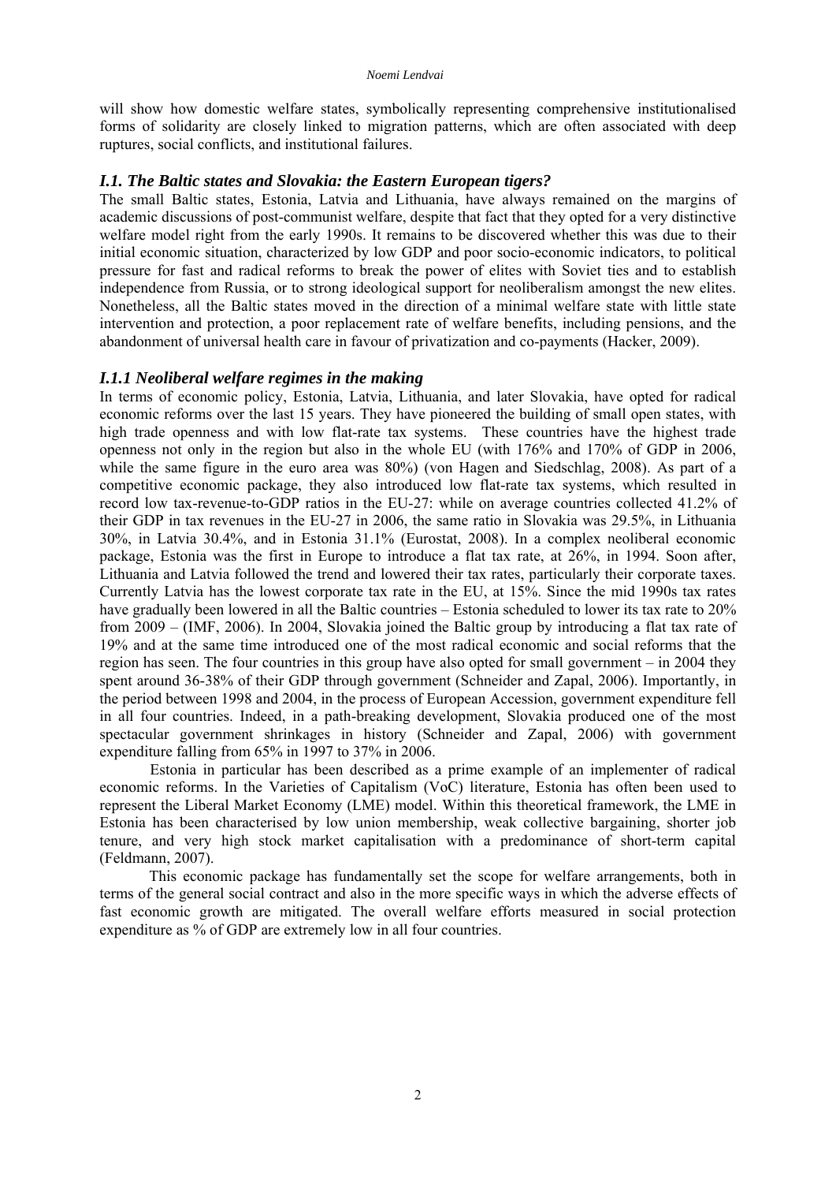will show how domestic welfare states, symbolically representing comprehensive institutionalised forms of solidarity are closely linked to migration patterns, which are often associated with deep ruptures, social conflicts, and institutional failures.

### *I.1. The Baltic states and Slovakia: the Eastern European tigers?*

The small Baltic states, Estonia, Latvia and Lithuania, have always remained on the margins of academic discussions of post-communist welfare, despite that fact that they opted for a very distinctive welfare model right from the early 1990s. It remains to be discovered whether this was due to their initial economic situation, characterized by low GDP and poor socio-economic indicators, to political pressure for fast and radical reforms to break the power of elites with Soviet ties and to establish independence from Russia, or to strong ideological support for neoliberalism amongst the new elites. Nonetheless, all the Baltic states moved in the direction of a minimal welfare state with little state intervention and protection, a poor replacement rate of welfare benefits, including pensions, and the abandonment of universal health care in favour of privatization and co-payments (Hacker, 2009).

### *I.1.1 Neoliberal welfare regimes in the making*

In terms of economic policy, Estonia, Latvia, Lithuania, and later Slovakia, have opted for radical economic reforms over the last 15 years. They have pioneered the building of small open states, with high trade openness and with low flat-rate tax systems. These countries have the highest trade openness not only in the region but also in the whole EU (with 176% and 170% of GDP in 2006, while the same figure in the euro area was 80%) (von Hagen and Siedschlag, 2008). As part of a competitive economic package, they also introduced low flat-rate tax systems, which resulted in record low tax-revenue-to-GDP ratios in the EU-27: while on average countries collected 41.2% of their GDP in tax revenues in the EU-27 in 2006, the same ratio in Slovakia was 29.5%, in Lithuania 30%, in Latvia 30.4%, and in Estonia 31.1% (Eurostat, 2008). In a complex neoliberal economic package, Estonia was the first in Europe to introduce a flat tax rate, at 26%, in 1994. Soon after, Lithuania and Latvia followed the trend and lowered their tax rates, particularly their corporate taxes. Currently Latvia has the lowest corporate tax rate in the EU, at 15%. Since the mid 1990s tax rates have gradually been lowered in all the Baltic countries – Estonia scheduled to lower its tax rate to 20% from 2009 – (IMF, 2006). In 2004, Slovakia joined the Baltic group by introducing a flat tax rate of 19% and at the same time introduced one of the most radical economic and social reforms that the region has seen. The four countries in this group have also opted for small government – in 2004 they spent around 36-38% of their GDP through government (Schneider and Zapal, 2006). Importantly, in the period between 1998 and 2004, in the process of European Accession, government expenditure fell in all four countries. Indeed, in a path-breaking development, Slovakia produced one of the most spectacular government shrinkages in history (Schneider and Zapal, 2006) with government expenditure falling from 65% in 1997 to 37% in 2006.

Estonia in particular has been described as a prime example of an implementer of radical economic reforms. In the Varieties of Capitalism (VoC) literature, Estonia has often been used to represent the Liberal Market Economy (LME) model. Within this theoretical framework, the LME in Estonia has been characterised by low union membership, weak collective bargaining, shorter job tenure, and very high stock market capitalisation with a predominance of short-term capital (Feldmann, 2007).

This economic package has fundamentally set the scope for welfare arrangements, both in terms of the general social contract and also in the more specific ways in which the adverse effects of fast economic growth are mitigated. The overall welfare efforts measured in social protection expenditure as % of GDP are extremely low in all four countries.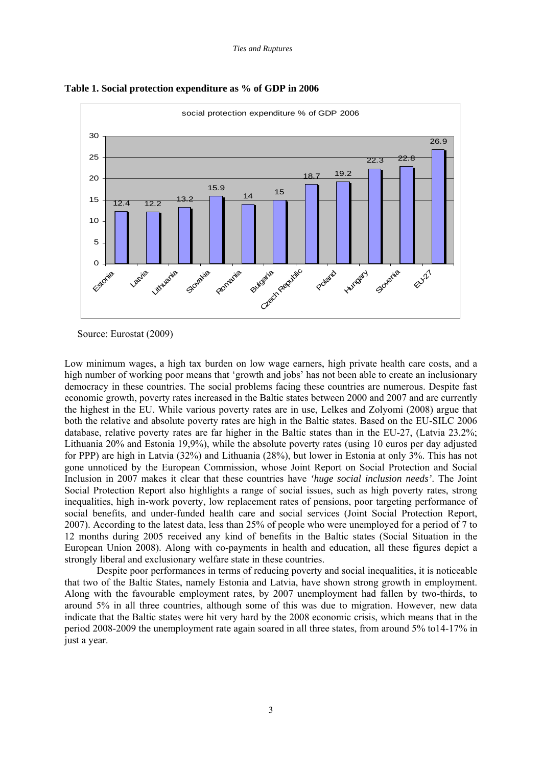**Table 1. Social protection expenditure as % of GDP in 2006**

social protection expenditure % of GDP 2006

| Country | % of GDP |
|---|---|
| Estonia | 12.4 |
| Latvia | 12.2 |
| Lithuania | 13.2 |
| Slovakia | 15.9 |
| Romania | 14 |
| Bulgaria | 15 |
| Czech Republic | 18.7 |
| Poland | 19.2 |
| Hungary | 22.3 |
| Slovenia | 22.8 |
| EU-27 | 26.9 |

Source: Eurostat (2009)

Low minimum wages, a high tax burden on low wage earners, high private health care costs, and a high number of working poor means that 'growth and jobs' has not been able to create an inclusionary democracy in these countries. The social problems facing these countries are numerous. Despite fast economic growth, poverty rates increased in the Baltic states between 2000 and 2007 and are currently the highest in the EU. While various poverty rates are in use, Lelkes and Zolyomi (2008) argue that both the relative and absolute poverty rates are high in the Baltic states. Based on the EU-SILC 2006 database, relative poverty rates are far higher in the Baltic states than in the EU-27, (Latvia 23.2%; Lithuania 20% and Estonia 19,9%), while the absolute poverty rates (using 10 euros per day adjusted for PPP) are high in Latvia (32%) and Lithuania (28%), but lower in Estonia at only 3%. This has not gone unnoticed by the European Commission, whose Joint Report on Social Protection and Social Inclusion in 2007 makes it clear that these countries have *'huge social inclusion needs'*. The Joint Social Protection Report also highlights a range of social issues, such as high poverty rates, strong inequalities, high in-work poverty, low replacement rates of pensions, poor targeting performance of social benefits, and under-funded health care and social services (Joint Social Protection Report, 2007). According to the latest data, less than 25% of people who were unemployed for a period of 7 to 12 months during 2005 received any kind of benefits in the Baltic states (Social Situation in the European Union 2008). Along with co-payments in health and education, all these figures depict a strongly liberal and exclusionary welfare state in these countries.

Despite poor performances in terms of reducing poverty and social inequalities, it is noticeable that two of the Baltic States, namely Estonia and Latvia, have shown strong growth in employment. Along with the favourable employment rates, by 2007 unemployment had fallen by two-thirds, to around 5% in all three countries, although some of this was due to migration. However, new data indicate that the Baltic states were hit very hard by the 2008 economic crisis, which means that in the period 2008-2009 the unemployment rate again soared in all three states, from around 5% to14-17% in just a year.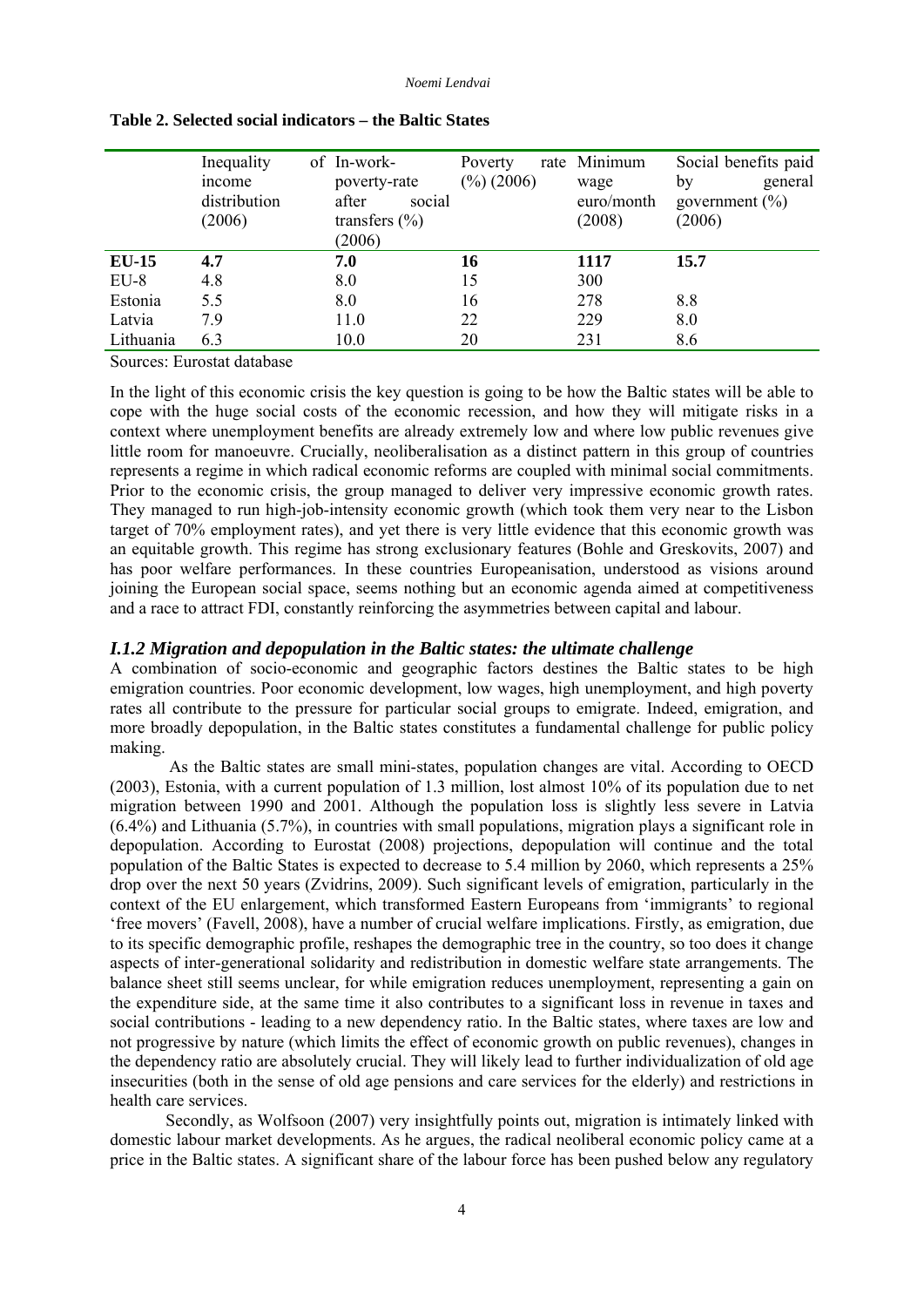**Table 2. Selected social indicators – the Baltic States**

| | Inequality of income distribution (2006) | In-work-poverty-rate after social transfers (%) (2006) | Poverty rate (%) (2006) | Minimum wage euro/month (2008) | Social benefits paid by general government (%) (2006) |
|---|---|---|---|---|---|
| **EU-15** | **4.7** | **7.0** | **16** | **1117** | **15.7** |
| EU-8 | 4.8 | 8.0 | 15 | 300 | |
| Estonia | 5.5 | 8.0 | 16 | 278 | 8.8 |
| Latvia | 7.9 | 11.0 | 22 | 229 | 8.0 |
| Lithuania | 6.3 | 10.0 | 20 | 231 | 8.6 |

Sources: Eurostat database

In the light of this economic crisis the key question is going to be how the Baltic states will be able to cope with the huge social costs of the economic recession, and how they will mitigate risks in a context where unemployment benefits are already extremely low and where low public revenues give little room for manoeuvre. Crucially, neoliberalisation as a distinct pattern in this group of countries represents a regime in which radical economic reforms are coupled with minimal social commitments. Prior to the economic crisis, the group managed to deliver very impressive economic growth rates. They managed to run high-job-intensity economic growth (which took them very near to the Lisbon target of 70% employment rates), and yet there is very little evidence that this economic growth was an equitable growth. This regime has strong exclusionary features (Bohle and Greskovits, 2007) and has poor welfare performances. In these countries Europeanisation, understood as visions around joining the European social space, seems nothing but an economic agenda aimed at competitiveness and a race to attract FDI, constantly reinforcing the asymmetries between capital and labour.

### *I.1.2 Migration and depopulation in the Baltic states: the ultimate challenge*

A combination of socio-economic and geographic factors destines the Baltic states to be high emigration countries. Poor economic development, low wages, high unemployment, and high poverty rates all contribute to the pressure for particular social groups to emigrate. Indeed, emigration, and more broadly depopulation, in the Baltic states constitutes a fundamental challenge for public policy making.

As the Baltic states are small mini-states, population changes are vital. According to OECD (2003), Estonia, with a current population of 1.3 million, lost almost 10% of its population due to net migration between 1990 and 2001. Although the population loss is slightly less severe in Latvia (6.4%) and Lithuania (5.7%), in countries with small populations, migration plays a significant role in depopulation. According to Eurostat (2008) projections, depopulation will continue and the total population of the Baltic States is expected to decrease to 5.4 million by 2060, which represents a 25% drop over the next 50 years (Zvidrins, 2009). Such significant levels of emigration, particularly in the context of the EU enlargement, which transformed Eastern Europeans from 'immigrants' to regional 'free movers' (Favell, 2008), have a number of crucial welfare implications. Firstly, as emigration, due to its specific demographic profile, reshapes the demographic tree in the country, so too does it change aspects of inter-generational solidarity and redistribution in domestic welfare state arrangements. The balance sheet still seems unclear, for while emigration reduces unemployment, representing a gain on the expenditure side, at the same time it also contributes to a significant loss in revenue in taxes and social contributions - leading to a new dependency ratio. In the Baltic states, where taxes are low and not progressive by nature (which limits the effect of economic growth on public revenues), changes in the dependency ratio are absolutely crucial. They will likely lead to further individualization of old age insecurities (both in the sense of old age pensions and care services for the elderly) and restrictions in health care services.

Secondly, as Wolfsoon (2007) very insightfully points out, migration is intimately linked with domestic labour market developments. As he argues, the radical neoliberal economic policy came at a price in the Baltic states. A significant share of the labour force has been pushed below any regulatory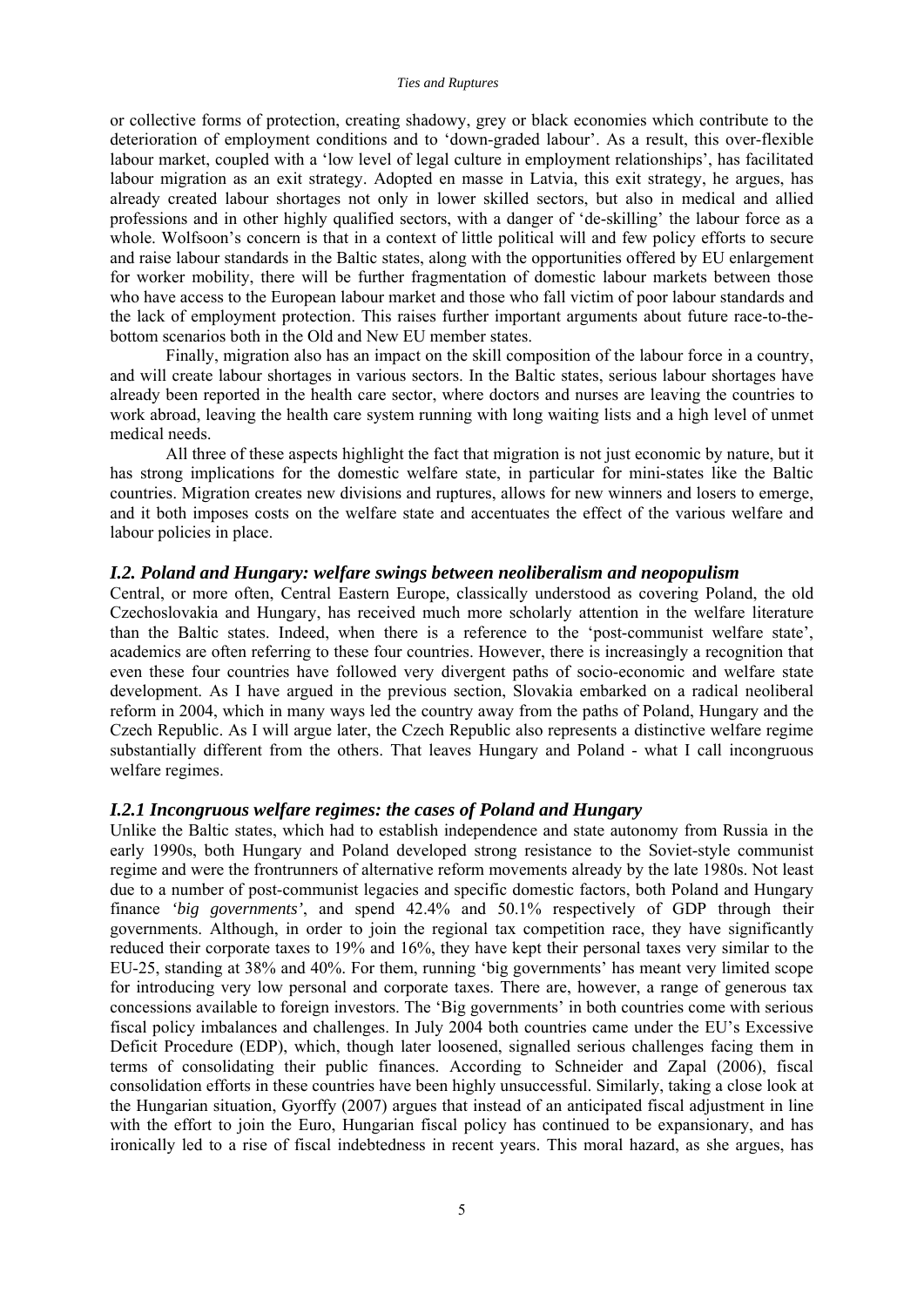or collective forms of protection, creating shadowy, grey or black economies which contribute to the deterioration of employment conditions and to 'down-graded labour'. As a result, this over-flexible labour market, coupled with a 'low level of legal culture in employment relationships', has facilitated labour migration as an exit strategy. Adopted en masse in Latvia, this exit strategy, he argues, has already created labour shortages not only in lower skilled sectors, but also in medical and allied professions and in other highly qualified sectors, with a danger of 'de-skilling' the labour force as a whole. Wolfsoon's concern is that in a context of little political will and few policy efforts to secure and raise labour standards in the Baltic states, along with the opportunities offered by EU enlargement for worker mobility, there will be further fragmentation of domestic labour markets between those who have access to the European labour market and those who fall victim of poor labour standards and the lack of employment protection. This raises further important arguments about future race-to-the-bottom scenarios both in the Old and New EU member states.

Finally, migration also has an impact on the skill composition of the labour force in a country, and will create labour shortages in various sectors. In the Baltic states, serious labour shortages have already been reported in the health care sector, where doctors and nurses are leaving the countries to work abroad, leaving the health care system running with long waiting lists and a high level of unmet medical needs.

All three of these aspects highlight the fact that migration is not just economic by nature, but it has strong implications for the domestic welfare state, in particular for mini-states like the Baltic countries. Migration creates new divisions and ruptures, allows for new winners and losers to emerge, and it both imposes costs on the welfare state and accentuates the effect of the various welfare and labour policies in place.

### *I.2. Poland and Hungary: welfare swings between neoliberalism and neopopulism*

Central, or more often, Central Eastern Europe, classically understood as covering Poland, the old Czechoslovakia and Hungary, has received much more scholarly attention in the welfare literature than the Baltic states. Indeed, when there is a reference to the 'post-communist welfare state', academics are often referring to these four countries. However, there is increasingly a recognition that even these four countries have followed very divergent paths of socio-economic and welfare state development. As I have argued in the previous section, Slovakia embarked on a radical neoliberal reform in 2004, which in many ways led the country away from the paths of Poland, Hungary and the Czech Republic. As I will argue later, the Czech Republic also represents a distinctive welfare regime substantially different from the others. That leaves Hungary and Poland - what I call incongruous welfare regimes.

### *I.2.1 Incongruous welfare regimes: the cases of Poland and Hungary*

Unlike the Baltic states, which had to establish independence and state autonomy from Russia in the early 1990s, both Hungary and Poland developed strong resistance to the Soviet-style communist regime and were the frontrunners of alternative reform movements already by the late 1980s. Not least due to a number of post-communist legacies and specific domestic factors, both Poland and Hungary finance *'big governments'*, and spend 42.4% and 50.1% respectively of GDP through their governments. Although, in order to join the regional tax competition race, they have significantly reduced their corporate taxes to 19% and 16%, they have kept their personal taxes very similar to the EU-25, standing at 38% and 40%. For them, running 'big governments' has meant very limited scope for introducing very low personal and corporate taxes. There are, however, a range of generous tax concessions available to foreign investors. The 'Big governments' in both countries come with serious fiscal policy imbalances and challenges. In July 2004 both countries came under the EU's Excessive Deficit Procedure (EDP), which, though later loosened, signalled serious challenges facing them in terms of consolidating their public finances. According to Schneider and Zapal (2006), fiscal consolidation efforts in these countries have been highly unsuccessful. Similarly, taking a close look at the Hungarian situation, Gyorffy (2007) argues that instead of an anticipated fiscal adjustment in line with the effort to join the Euro, Hungarian fiscal policy has continued to be expansionary, and has ironically led to a rise of fiscal indebtedness in recent years. This moral hazard, as she argues, has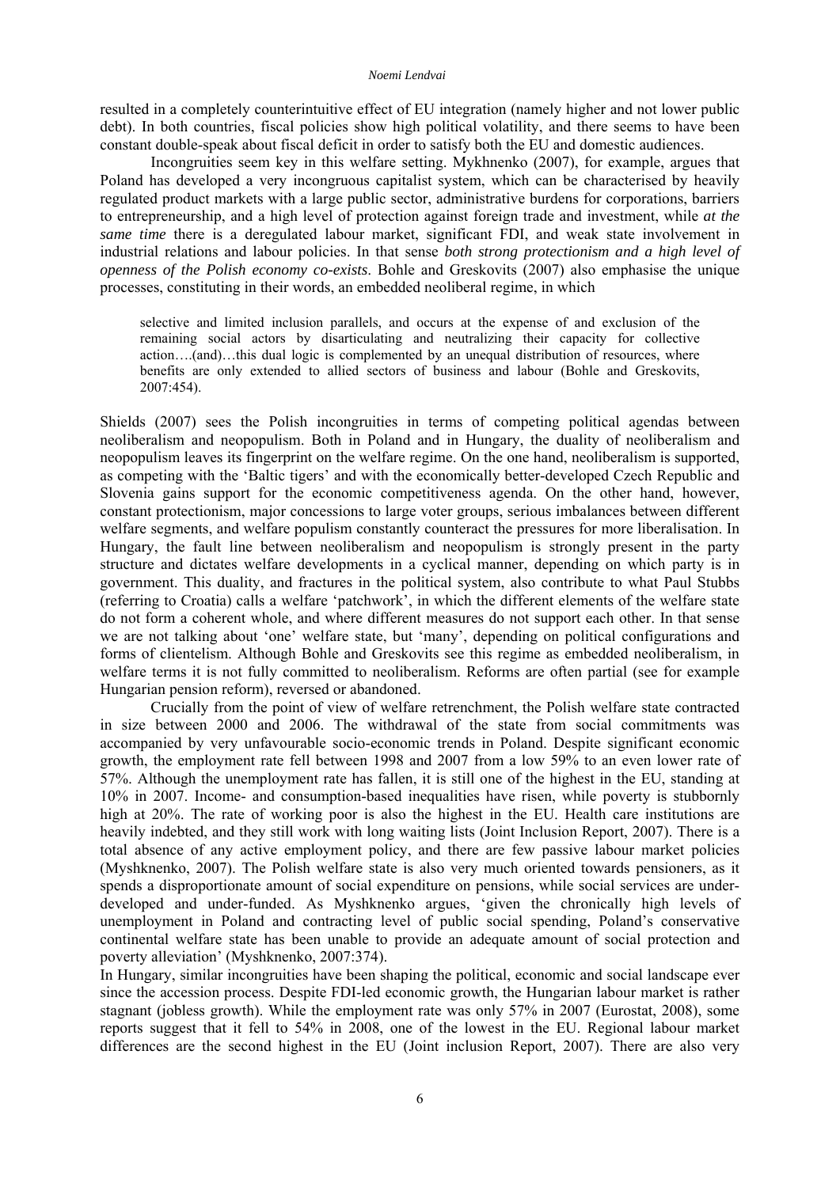resulted in a completely counterintuitive effect of EU integration (namely higher and not lower public debt). In both countries, fiscal policies show high political volatility, and there seems to have been constant double-speak about fiscal deficit in order to satisfy both the EU and domestic audiences.

Incongruities seem key in this welfare setting. Mykhnenko (2007), for example, argues that Poland has developed a very incongruous capitalist system, which can be characterised by heavily regulated product markets with a large public sector, administrative burdens for corporations, barriers to entrepreneurship, and a high level of protection against foreign trade and investment, while *at the same time* there is a deregulated labour market, significant FDI, and weak state involvement in industrial relations and labour policies. In that sense *both strong protectionism and a high level of openness of the Polish economy co-exists*. Bohle and Greskovits (2007) also emphasise the unique processes, constituting in their words, an embedded neoliberal regime, in which

> selective and limited inclusion parallels, and occurs at the expense of and exclusion of the remaining social actors by disarticulating and neutralizing their capacity for collective action….(and)…this dual logic is complemented by an unequal distribution of resources, where benefits are only extended to allied sectors of business and labour (Bohle and Greskovits, 2007:454).

Shields (2007) sees the Polish incongruities in terms of competing political agendas between neoliberalism and neopopulism. Both in Poland and in Hungary, the duality of neoliberalism and neopopulism leaves its fingerprint on the welfare regime. On the one hand, neoliberalism is supported, as competing with the 'Baltic tigers' and with the economically better-developed Czech Republic and Slovenia gains support for the economic competitiveness agenda. On the other hand, however, constant protectionism, major concessions to large voter groups, serious imbalances between different welfare segments, and welfare populism constantly counteract the pressures for more liberalisation. In Hungary, the fault line between neoliberalism and neopopulism is strongly present in the party structure and dictates welfare developments in a cyclical manner, depending on which party is in government. This duality, and fractures in the political system, also contribute to what Paul Stubbs (referring to Croatia) calls a welfare 'patchwork', in which the different elements of the welfare state do not form a coherent whole, and where different measures do not support each other. In that sense we are not talking about 'one' welfare state, but 'many', depending on political configurations and forms of clientelism. Although Bohle and Greskovits see this regime as embedded neoliberalism, in welfare terms it is not fully committed to neoliberalism. Reforms are often partial (see for example Hungarian pension reform), reversed or abandoned.

Crucially from the point of view of welfare retrenchment, the Polish welfare state contracted in size between 2000 and 2006. The withdrawal of the state from social commitments was accompanied by very unfavourable socio-economic trends in Poland. Despite significant economic growth, the employment rate fell between 1998 and 2007 from a low 59% to an even lower rate of 57%. Although the unemployment rate has fallen, it is still one of the highest in the EU, standing at 10% in 2007. Income- and consumption-based inequalities have risen, while poverty is stubbornly high at 20%. The rate of working poor is also the highest in the EU. Health care institutions are heavily indebted, and they still work with long waiting lists (Joint Inclusion Report, 2007). There is a total absence of any active employment policy, and there are few passive labour market policies (Myshknenko, 2007). The Polish welfare state is also very much oriented towards pensioners, as it spends a disproportionate amount of social expenditure on pensions, while social services are under-developed and under-funded. As Myshknenko argues, 'given the chronically high levels of unemployment in Poland and contracting level of public social spending, Poland's conservative continental welfare state has been unable to provide an adequate amount of social protection and poverty alleviation' (Myshknenko, 2007:374).

In Hungary, similar incongruities have been shaping the political, economic and social landscape ever since the accession process. Despite FDI-led economic growth, the Hungarian labour market is rather stagnant (jobless growth). While the employment rate was only 57% in 2007 (Eurostat, 2008), some reports suggest that it fell to 54% in 2008, one of the lowest in the EU. Regional labour market differences are the second highest in the EU (Joint inclusion Report, 2007). There are also very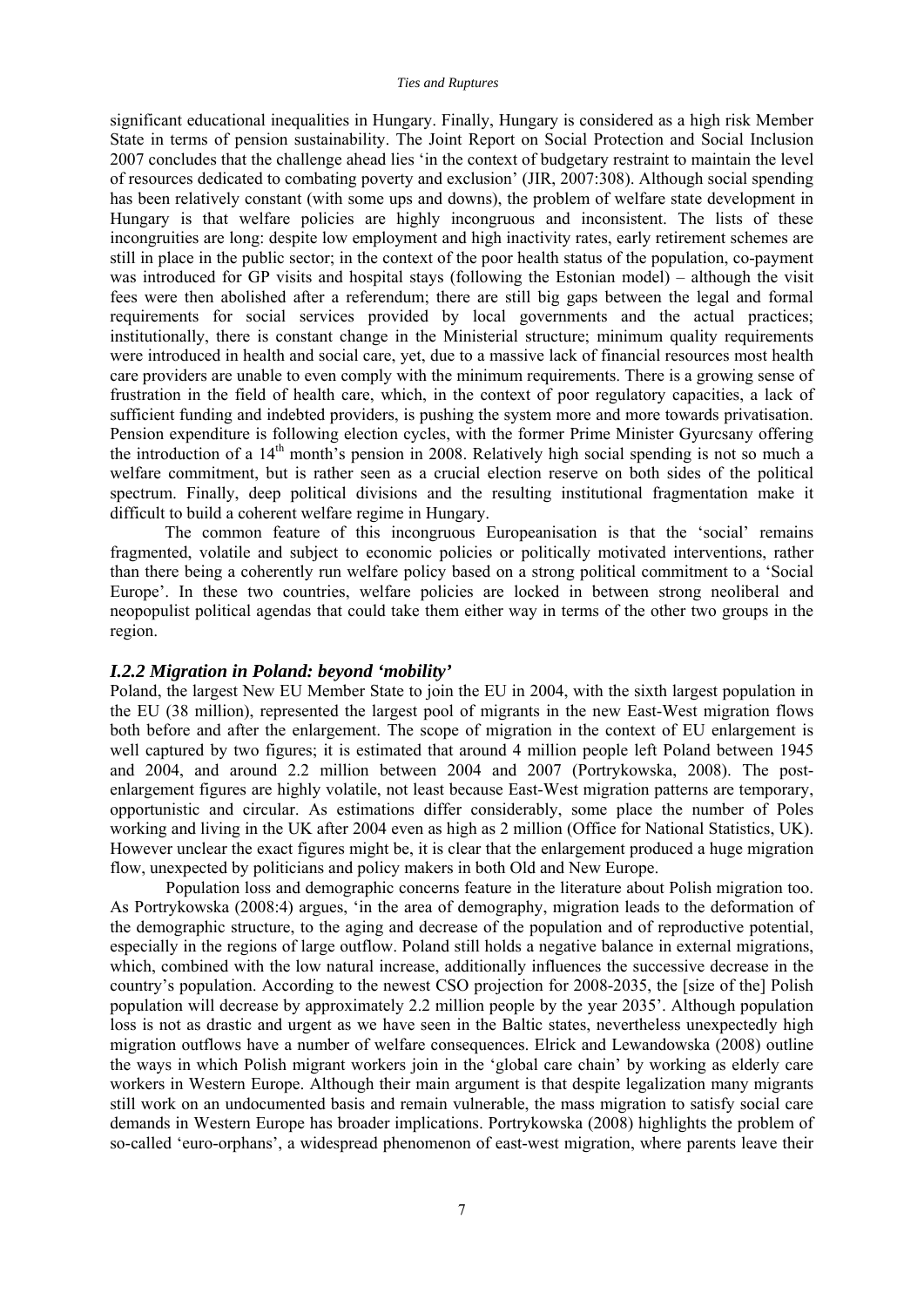significant educational inequalities in Hungary. Finally, Hungary is considered as a high risk Member State in terms of pension sustainability. The Joint Report on Social Protection and Social Inclusion 2007 concludes that the challenge ahead lies 'in the context of budgetary restraint to maintain the level of resources dedicated to combating poverty and exclusion' (JIR, 2007:308). Although social spending has been relatively constant (with some ups and downs), the problem of welfare state development in Hungary is that welfare policies are highly incongruous and inconsistent. The lists of these incongruities are long: despite low employment and high inactivity rates, early retirement schemes are still in place in the public sector; in the context of the poor health status of the population, co-payment was introduced for GP visits and hospital stays (following the Estonian model) – although the visit fees were then abolished after a referendum; there are still big gaps between the legal and formal requirements for social services provided by local governments and the actual practices; institutionally, there is constant change in the Ministerial structure; minimum quality requirements were introduced in health and social care, yet, due to a massive lack of financial resources most health care providers are unable to even comply with the minimum requirements. There is a growing sense of frustration in the field of health care, which, in the context of poor regulatory capacities, a lack of sufficient funding and indebted providers, is pushing the system more and more towards privatisation. Pension expenditure is following election cycles, with the former Prime Minister Gyurcsany offering the introduction of a 14th month's pension in 2008. Relatively high social spending is not so much a welfare commitment, but is rather seen as a crucial election reserve on both sides of the political spectrum. Finally, deep political divisions and the resulting institutional fragmentation make it difficult to build a coherent welfare regime in Hungary.

The common feature of this incongruous Europeanisation is that the 'social' remains fragmented, volatile and subject to economic policies or politically motivated interventions, rather than there being a coherently run welfare policy based on a strong political commitment to a 'Social Europe'. In these two countries, welfare policies are locked in between strong neoliberal and neopopulist political agendas that could take them either way in terms of the other two groups in the region.

### *I.2.2 Migration in Poland: beyond 'mobility'*

Poland, the largest New EU Member State to join the EU in 2004, with the sixth largest population in the EU (38 million), represented the largest pool of migrants in the new East-West migration flows both before and after the enlargement. The scope of migration in the context of EU enlargement is well captured by two figures; it is estimated that around 4 million people left Poland between 1945 and 2004, and around 2.2 million between 2004 and 2007 (Portrykowska, 2008). The post-enlargement figures are highly volatile, not least because East-West migration patterns are temporary, opportunistic and circular. As estimations differ considerably, some place the number of Poles working and living in the UK after 2004 even as high as 2 million (Office for National Statistics, UK). However unclear the exact figures might be, it is clear that the enlargement produced a huge migration flow, unexpected by politicians and policy makers in both Old and New Europe.

Population loss and demographic concerns feature in the literature about Polish migration too. As Portrykowska (2008:4) argues, 'in the area of demography, migration leads to the deformation of the demographic structure, to the aging and decrease of the population and of reproductive potential, especially in the regions of large outflow. Poland still holds a negative balance in external migrations, which, combined with the low natural increase, additionally influences the successive decrease in the country's population. According to the newest CSO projection for 2008-2035, the [size of the] Polish population will decrease by approximately 2.2 million people by the year 2035'. Although population loss is not as drastic and urgent as we have seen in the Baltic states, nevertheless unexpectedly high migration outflows have a number of welfare consequences. Elrick and Lewandowska (2008) outline the ways in which Polish migrant workers join in the 'global care chain' by working as elderly care workers in Western Europe. Although their main argument is that despite legalization many migrants still work on an undocumented basis and remain vulnerable, the mass migration to satisfy social care demands in Western Europe has broader implications. Portrykowska (2008) highlights the problem of so-called 'euro-orphans', a widespread phenomenon of east-west migration, where parents leave their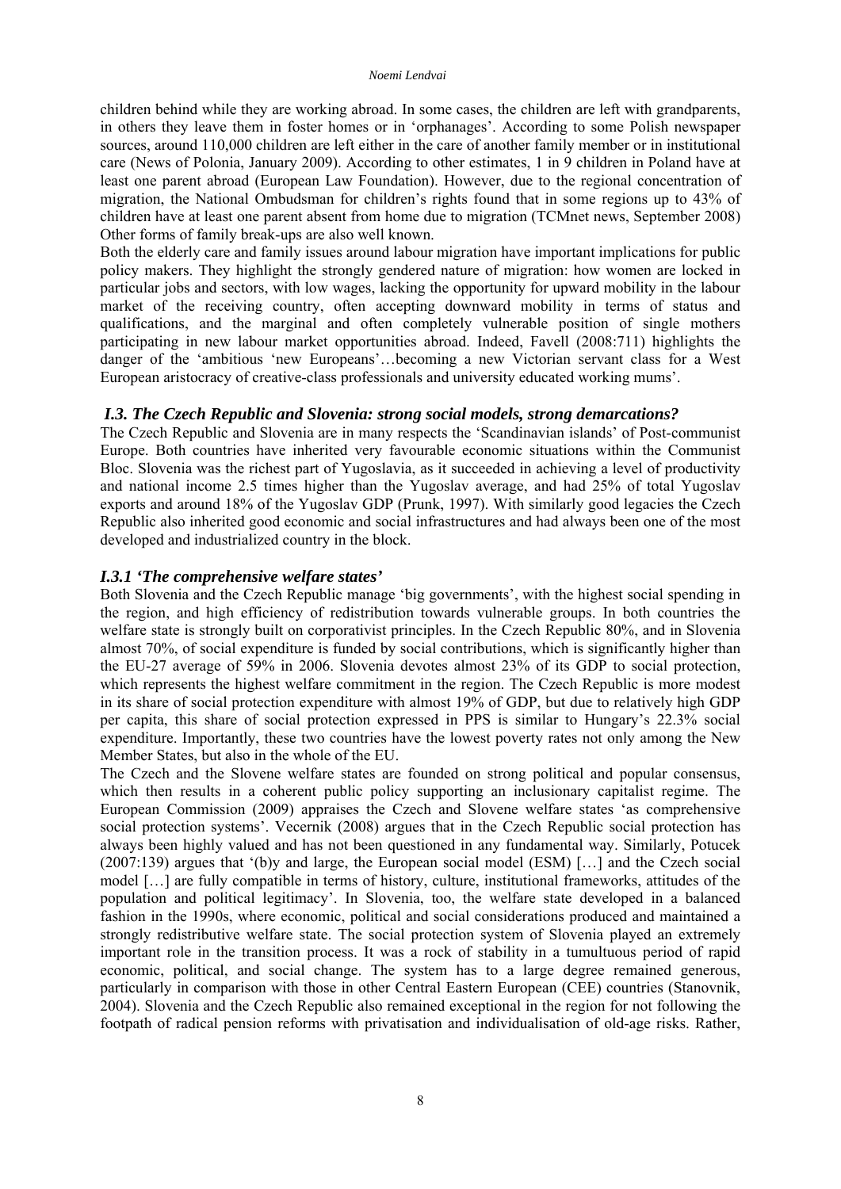children behind while they are working abroad. In some cases, the children are left with grandparents, in others they leave them in foster homes or in 'orphanages'. According to some Polish newspaper sources, around 110,000 children are left either in the care of another family member or in institutional care (News of Polonia, January 2009). According to other estimates, 1 in 9 children in Poland have at least one parent abroad (European Law Foundation). However, due to the regional concentration of migration, the National Ombudsman for children's rights found that in some regions up to 43% of children have at least one parent absent from home due to migration (TCMnet news, September 2008) Other forms of family break-ups are also well known.

Both the elderly care and family issues around labour migration have important implications for public policy makers. They highlight the strongly gendered nature of migration: how women are locked in particular jobs and sectors, with low wages, lacking the opportunity for upward mobility in the labour market of the receiving country, often accepting downward mobility in terms of status and qualifications, and the marginal and often completely vulnerable position of single mothers participating in new labour market opportunities abroad. Indeed, Favell (2008:711) highlights the danger of the 'ambitious 'new Europeans'…becoming a new Victorian servant class for a West European aristocracy of creative-class professionals and university educated working mums'.

### *I.3. The Czech Republic and Slovenia: strong social models, strong demarcations?*

The Czech Republic and Slovenia are in many respects the 'Scandinavian islands' of Post-communist Europe. Both countries have inherited very favourable economic situations within the Communist Bloc. Slovenia was the richest part of Yugoslavia, as it succeeded in achieving a level of productivity and national income 2.5 times higher than the Yugoslav average, and had 25% of total Yugoslav exports and around 18% of the Yugoslav GDP (Prunk, 1997). With similarly good legacies the Czech Republic also inherited good economic and social infrastructures and had always been one of the most developed and industrialized country in the block.

#### *I.3.1 'The comprehensive welfare states'*

Both Slovenia and the Czech Republic manage 'big governments', with the highest social spending in the region, and high efficiency of redistribution towards vulnerable groups. In both countries the welfare state is strongly built on corporativist principles. In the Czech Republic 80%, and in Slovenia almost 70%, of social expenditure is funded by social contributions, which is significantly higher than the EU-27 average of 59% in 2006. Slovenia devotes almost 23% of its GDP to social protection, which represents the highest welfare commitment in the region. The Czech Republic is more modest in its share of social protection expenditure with almost 19% of GDP, but due to relatively high GDP per capita, this share of social protection expressed in PPS is similar to Hungary's 22.3% social expenditure. Importantly, these two countries have the lowest poverty rates not only among the New Member States, but also in the whole of the EU.

The Czech and the Slovene welfare states are founded on strong political and popular consensus, which then results in a coherent public policy supporting an inclusionary capitalist regime. The European Commission (2009) appraises the Czech and Slovene welfare states 'as comprehensive social protection systems'. Vecernik (2008) argues that in the Czech Republic social protection has always been highly valued and has not been questioned in any fundamental way. Similarly, Potucek (2007:139) argues that '(b)y and large, the European social model (ESM) […] and the Czech social model […] are fully compatible in terms of history, culture, institutional frameworks, attitudes of the population and political legitimacy'. In Slovenia, too, the welfare state developed in a balanced fashion in the 1990s, where economic, political and social considerations produced and maintained a strongly redistributive welfare state. The social protection system of Slovenia played an extremely important role in the transition process. It was a rock of stability in a tumultuous period of rapid economic, political, and social change. The system has to a large degree remained generous, particularly in comparison with those in other Central Eastern European (CEE) countries (Stanovnik, 2004). Slovenia and the Czech Republic also remained exceptional in the region for not following the footpath of radical pension reforms with privatisation and individualisation of old-age risks. Rather,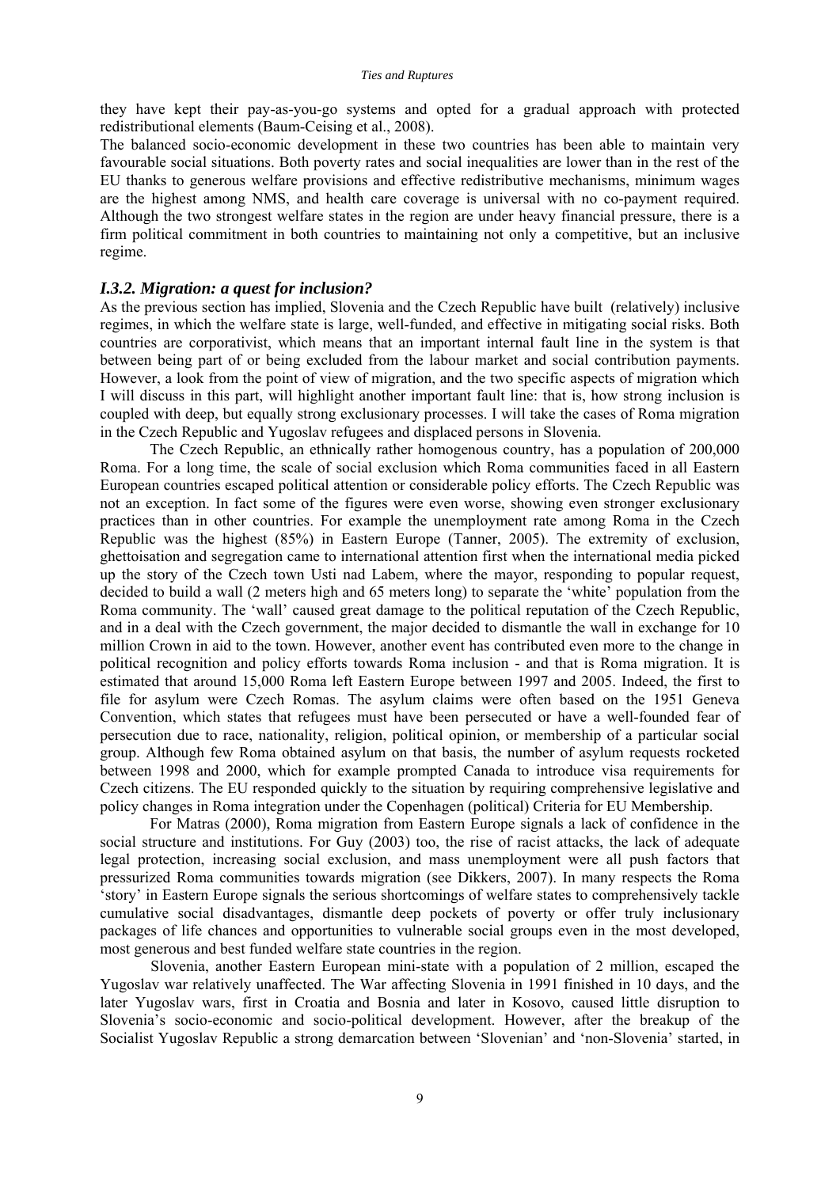they have kept their pay-as-you-go systems and opted for a gradual approach with protected redistributional elements (Baum-Ceising et al., 2008).

The balanced socio-economic development in these two countries has been able to maintain very favourable social situations. Both poverty rates and social inequalities are lower than in the rest of the EU thanks to generous welfare provisions and effective redistributive mechanisms, minimum wages are the highest among NMS, and health care coverage is universal with no co-payment required. Although the two strongest welfare states in the region are under heavy financial pressure, there is a firm political commitment in both countries to maintaining not only a competitive, but an inclusive regime.

### *I.3.2. Migration: a quest for inclusion?*

As the previous section has implied, Slovenia and the Czech Republic have built (relatively) inclusive regimes, in which the welfare state is large, well-funded, and effective in mitigating social risks. Both countries are corporativist, which means that an important internal fault line in the system is that between being part of or being excluded from the labour market and social contribution payments. However, a look from the point of view of migration, and the two specific aspects of migration which I will discuss in this part, will highlight another important fault line: that is, how strong inclusion is coupled with deep, but equally strong exclusionary processes. I will take the cases of Roma migration in the Czech Republic and Yugoslav refugees and displaced persons in Slovenia.

The Czech Republic, an ethnically rather homogenous country, has a population of 200,000 Roma. For a long time, the scale of social exclusion which Roma communities faced in all Eastern European countries escaped political attention or considerable policy efforts. The Czech Republic was not an exception. In fact some of the figures were even worse, showing even stronger exclusionary practices than in other countries. For example the unemployment rate among Roma in the Czech Republic was the highest (85%) in Eastern Europe (Tanner, 2005). The extremity of exclusion, ghettoisation and segregation came to international attention first when the international media picked up the story of the Czech town Usti nad Labem, where the mayor, responding to popular request, decided to build a wall (2 meters high and 65 meters long) to separate the 'white' population from the Roma community. The 'wall' caused great damage to the political reputation of the Czech Republic, and in a deal with the Czech government, the major decided to dismantle the wall in exchange for 10 million Crown in aid to the town. However, another event has contributed even more to the change in political recognition and policy efforts towards Roma inclusion - and that is Roma migration. It is estimated that around 15,000 Roma left Eastern Europe between 1997 and 2005. Indeed, the first to file for asylum were Czech Romas. The asylum claims were often based on the 1951 Geneva Convention, which states that refugees must have been persecuted or have a well-founded fear of persecution due to race, nationality, religion, political opinion, or membership of a particular social group. Although few Roma obtained asylum on that basis, the number of asylum requests rocketed between 1998 and 2000, which for example prompted Canada to introduce visa requirements for Czech citizens. The EU responded quickly to the situation by requiring comprehensive legislative and policy changes in Roma integration under the Copenhagen (political) Criteria for EU Membership.

For Matras (2000), Roma migration from Eastern Europe signals a lack of confidence in the social structure and institutions. For Guy (2003) too, the rise of racist attacks, the lack of adequate legal protection, increasing social exclusion, and mass unemployment were all push factors that pressurized Roma communities towards migration (see Dikkers, 2007). In many respects the Roma 'story' in Eastern Europe signals the serious shortcomings of welfare states to comprehensively tackle cumulative social disadvantages, dismantle deep pockets of poverty or offer truly inclusionary packages of life chances and opportunities to vulnerable social groups even in the most developed, most generous and best funded welfare state countries in the region.

Slovenia, another Eastern European mini-state with a population of 2 million, escaped the Yugoslav war relatively unaffected. The War affecting Slovenia in 1991 finished in 10 days, and the later Yugoslav wars, first in Croatia and Bosnia and later in Kosovo, caused little disruption to Slovenia's socio-economic and socio-political development. However, after the breakup of the Socialist Yugoslav Republic a strong demarcation between 'Slovenian' and 'non-Slovenia' started, in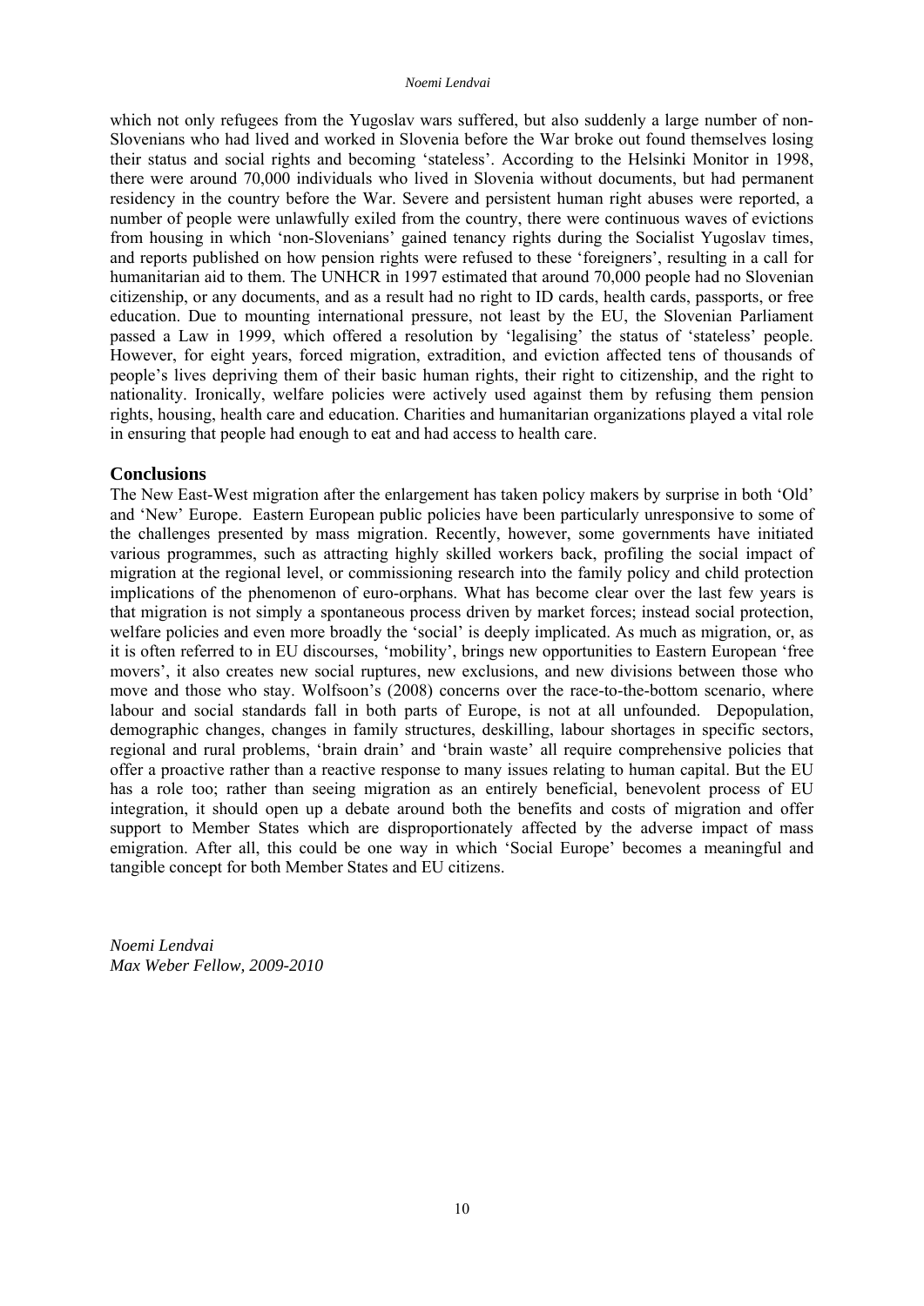which not only refugees from the Yugoslav wars suffered, but also suddenly a large number of non-Slovenians who had lived and worked in Slovenia before the War broke out found themselves losing their status and social rights and becoming 'stateless'. According to the Helsinki Monitor in 1998, there were around 70,000 individuals who lived in Slovenia without documents, but had permanent residency in the country before the War. Severe and persistent human right abuses were reported, a number of people were unlawfully exiled from the country, there were continuous waves of evictions from housing in which 'non-Slovenians' gained tenancy rights during the Socialist Yugoslav times, and reports published on how pension rights were refused to these 'foreigners', resulting in a call for humanitarian aid to them. The UNHCR in 1997 estimated that around 70,000 people had no Slovenian citizenship, or any documents, and as a result had no right to ID cards, health cards, passports, or free education. Due to mounting international pressure, not least by the EU, the Slovenian Parliament passed a Law in 1999, which offered a resolution by 'legalising' the status of 'stateless' people. However, for eight years, forced migration, extradition, and eviction affected tens of thousands of people's lives depriving them of their basic human rights, their right to citizenship, and the right to nationality. Ironically, welfare policies were actively used against them by refusing them pension rights, housing, health care and education. Charities and humanitarian organizations played a vital role in ensuring that people had enough to eat and had access to health care.

## Conclusions

The New East-West migration after the enlargement has taken policy makers by surprise in both 'Old' and 'New' Europe. Eastern European public policies have been particularly unresponsive to some of the challenges presented by mass migration. Recently, however, some governments have initiated various programmes, such as attracting highly skilled workers back, profiling the social impact of migration at the regional level, or commissioning research into the family policy and child protection implications of the phenomenon of euro-orphans. What has become clear over the last few years is that migration is not simply a spontaneous process driven by market forces; instead social protection, welfare policies and even more broadly the 'social' is deeply implicated. As much as migration, or, as it is often referred to in EU discourses, 'mobility', brings new opportunities to Eastern European 'free movers', it also creates new social ruptures, new exclusions, and new divisions between those who move and those who stay. Wolfsoon's (2008) concerns over the race-to-the-bottom scenario, where labour and social standards fall in both parts of Europe, is not at all unfounded. Depopulation, demographic changes, changes in family structures, deskilling, labour shortages in specific sectors, regional and rural problems, 'brain drain' and 'brain waste' all require comprehensive policies that offer a proactive rather than a reactive response to many issues relating to human capital. But the EU has a role too; rather than seeing migration as an entirely beneficial, benevolent process of EU integration, it should open up a debate around both the benefits and costs of migration and offer support to Member States which are disproportionately affected by the adverse impact of mass emigration. After all, this could be one way in which 'Social Europe' becomes a meaningful and tangible concept for both Member States and EU citizens.

*Noemi Lendvai*
*Max Weber Fellow, 2009-2010*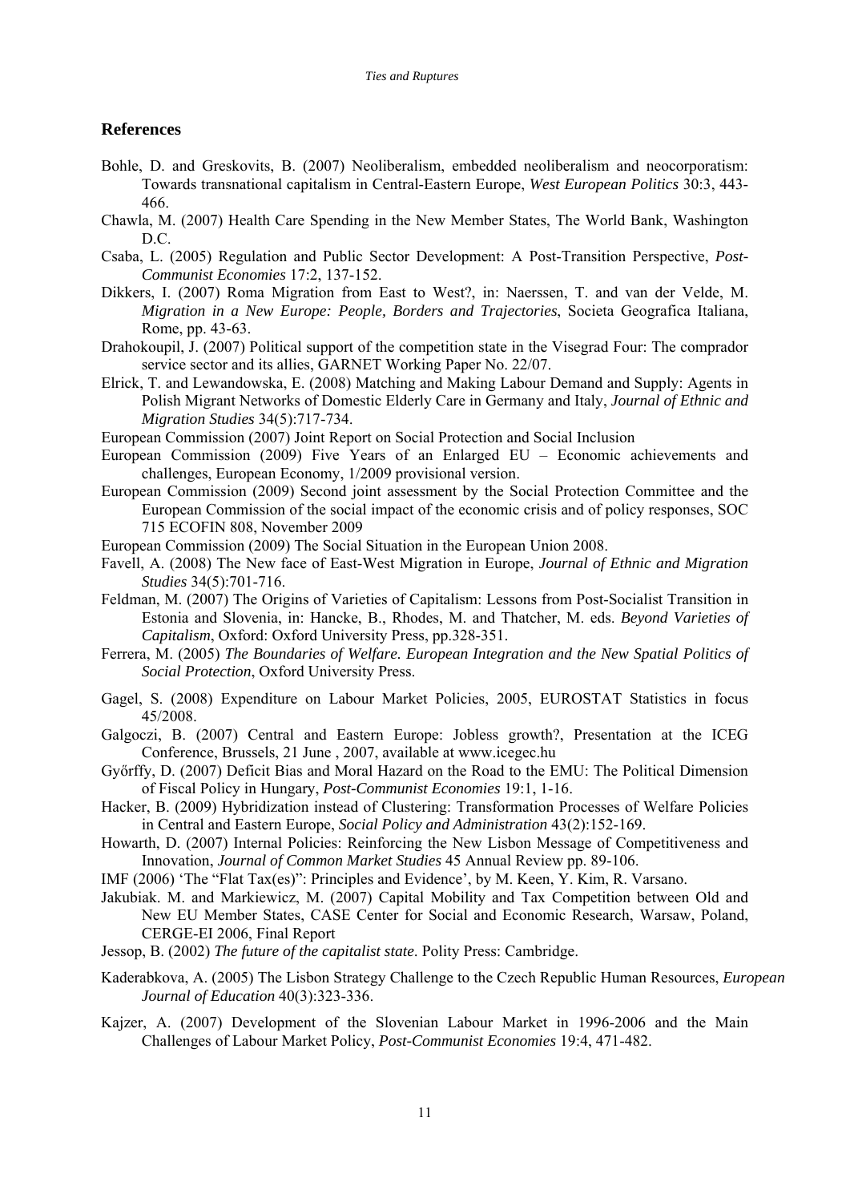## References

Bohle, D. and Greskovits, B. (2007) Neoliberalism, embedded neoliberalism and neocorporatism: Towards transnational capitalism in Central-Eastern Europe, *West European Politics* 30:3, 443-466.

Chawla, M. (2007) Health Care Spending in the New Member States, The World Bank, Washington D.C.

Csaba, L. (2005) Regulation and Public Sector Development: A Post-Transition Perspective, *Post-Communist Economies* 17:2, 137-152.

Dikkers, I. (2007) Roma Migration from East to West?, in: Naerssen, T. and van der Velde, M. *Migration in a New Europe: People, Borders and Trajectories*, Societa Geografica Italiana, Rome, pp. 43-63.

Drahokoupil, J. (2007) Political support of the competition state in the Visegrad Four: The comprador service sector and its allies, GARNET Working Paper No. 22/07.

Elrick, T. and Lewandowska, E. (2008) Matching and Making Labour Demand and Supply: Agents in Polish Migrant Networks of Domestic Elderly Care in Germany and Italy, *Journal of Ethnic and Migration Studies* 34(5):717-734.

European Commission (2007) Joint Report on Social Protection and Social Inclusion

European Commission (2009) Five Years of an Enlarged EU – Economic achievements and challenges, European Economy, 1/2009 provisional version.

European Commission (2009) Second joint assessment by the Social Protection Committee and the European Commission of the social impact of the economic crisis and of policy responses, SOC 715 ECOFIN 808, November 2009

European Commission (2009) The Social Situation in the European Union 2008.

Favell, A. (2008) The New face of East-West Migration in Europe, *Journal of Ethnic and Migration Studies* 34(5):701-716.

Feldman, M. (2007) The Origins of Varieties of Capitalism: Lessons from Post-Socialist Transition in Estonia and Slovenia, in: Hancke, B., Rhodes, M. and Thatcher, M. eds. *Beyond Varieties of Capitalism*, Oxford: Oxford University Press, pp.328-351.

Ferrera, M. (2005) *The Boundaries of Welfare. European Integration and the New Spatial Politics of Social Protection*, Oxford University Press.

Gagel, S. (2008) Expenditure on Labour Market Policies, 2005, EUROSTAT Statistics in focus 45/2008.

Galgoczi, B. (2007) Central and Eastern Europe: Jobless growth?, Presentation at the ICEG Conference, Brussels, 21 June , 2007, available at www.icegec.hu

Győrffy, D. (2007) Deficit Bias and Moral Hazard on the Road to the EMU: The Political Dimension of Fiscal Policy in Hungary, *Post-Communist Economies* 19:1, 1-16.

Hacker, B. (2009) Hybridization instead of Clustering: Transformation Processes of Welfare Policies in Central and Eastern Europe, *Social Policy and Administration* 43(2):152-169.

Howarth, D. (2007) Internal Policies: Reinforcing the New Lisbon Message of Competitiveness and Innovation, *Journal of Common Market Studies* 45 Annual Review pp. 89-106.

IMF (2006) 'The "Flat Tax(es)": Principles and Evidence', by M. Keen, Y. Kim, R. Varsano.

Jakubiak. M. and Markiewicz, M. (2007) Capital Mobility and Tax Competition between Old and New EU Member States, CASE Center for Social and Economic Research, Warsaw, Poland, CERGE-EI 2006, Final Report

Jessop, B. (2002) *The future of the capitalist state*. Polity Press: Cambridge.

Kaderabkova, A. (2005) The Lisbon Strategy Challenge to the Czech Republic Human Resources, *European Journal of Education* 40(3):323-336.

Kajzer, A. (2007) Development of the Slovenian Labour Market in 1996-2006 and the Main Challenges of Labour Market Policy, *Post-Communist Economies* 19:4, 471-482.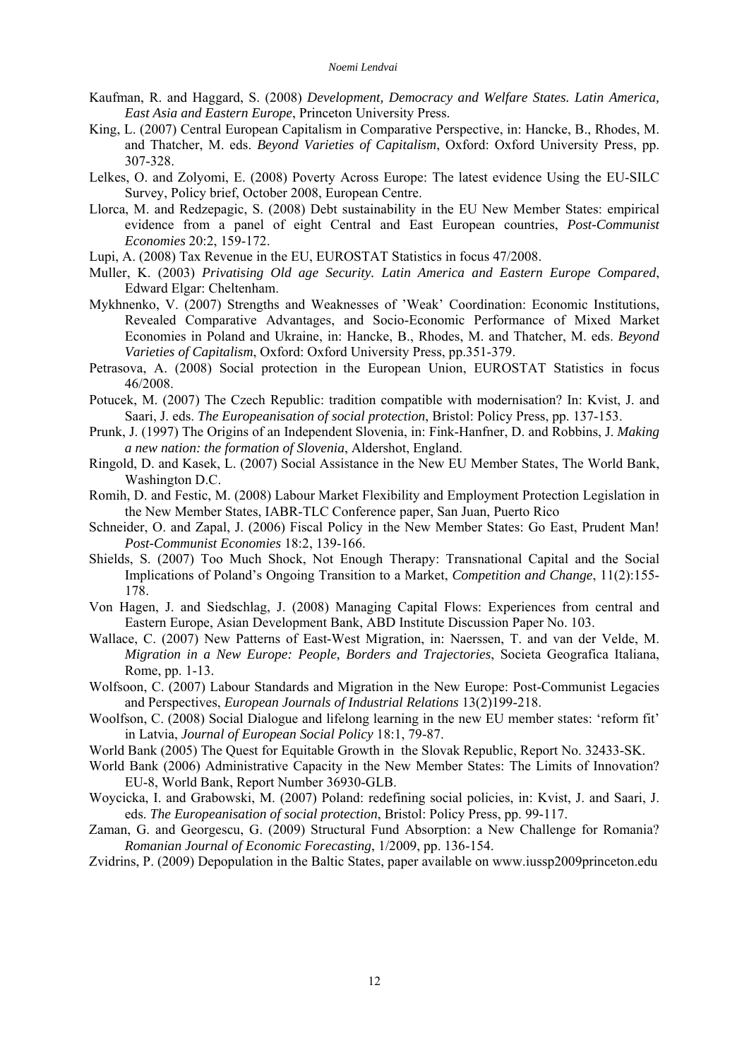Kaufman, R. and Haggard, S. (2008) *Development, Democracy and Welfare States. Latin America, East Asia and Eastern Europe*, Princeton University Press.

King, L. (2007) Central European Capitalism in Comparative Perspective, in: Hancke, B., Rhodes, M. and Thatcher, M. eds. *Beyond Varieties of Capitalism*, Oxford: Oxford University Press, pp. 307-328.

Lelkes, O. and Zolyomi, E. (2008) Poverty Across Europe: The latest evidence Using the EU-SILC Survey, Policy brief, October 2008, European Centre.

Llorca, M. and Redzepagic, S. (2008) Debt sustainability in the EU New Member States: empirical evidence from a panel of eight Central and East European countries, *Post-Communist Economies* 20:2, 159-172.

Lupi, A. (2008) Tax Revenue in the EU, EUROSTAT Statistics in focus 47/2008.

Muller, K. (2003) *Privatising Old age Security. Latin America and Eastern Europe Compared*, Edward Elgar: Cheltenham.

Mykhnenko, V. (2007) Strengths and Weaknesses of 'Weak' Coordination: Economic Institutions, Revealed Comparative Advantages, and Socio-Economic Performance of Mixed Market Economies in Poland and Ukraine, in: Hancke, B., Rhodes, M. and Thatcher, M. eds. *Beyond Varieties of Capitalism*, Oxford: Oxford University Press, pp.351-379.

Petrasova, A. (2008) Social protection in the European Union, EUROSTAT Statistics in focus 46/2008.

Potucek, M. (2007) The Czech Republic: tradition compatible with modernisation? In: Kvist, J. and Saari, J. eds. *The Europeanisation of social protection*, Bristol: Policy Press, pp. 137-153.

Prunk, J. (1997) The Origins of an Independent Slovenia, in: Fink-Hanfner, D. and Robbins, J. *Making a new nation: the formation of Slovenia*, Aldershot, England.

Ringold, D. and Kasek, L. (2007) Social Assistance in the New EU Member States, The World Bank, Washington D.C.

Romih, D. and Festic, M. (2008) Labour Market Flexibility and Employment Protection Legislation in the New Member States, IABR-TLC Conference paper, San Juan, Puerto Rico

Schneider, O. and Zapal, J. (2006) Fiscal Policy in the New Member States: Go East, Prudent Man! *Post-Communist Economies* 18:2, 139-166.

Shields, S. (2007) Too Much Shock, Not Enough Therapy: Transnational Capital and the Social Implications of Poland's Ongoing Transition to a Market, *Competition and Change*, 11(2):155-178.

Von Hagen, J. and Siedschlag, J. (2008) Managing Capital Flows: Experiences from central and Eastern Europe, Asian Development Bank, ABD Institute Discussion Paper No. 103.

Wallace, C. (2007) New Patterns of East-West Migration, in: Naerssen, T. and van der Velde, M. *Migration in a New Europe: People, Borders and Trajectories*, Societa Geografica Italiana, Rome, pp. 1-13.

Wolfsoon, C. (2007) Labour Standards and Migration in the New Europe: Post-Communist Legacies and Perspectives, *European Journals of Industrial Relations* 13(2)199-218.

Woolfson, C. (2008) Social Dialogue and lifelong learning in the new EU member states: 'reform fit' in Latvia, *Journal of European Social Policy* 18:1, 79-87.

World Bank (2005) The Quest for Equitable Growth in the Slovak Republic, Report No. 32433-SK.

World Bank (2006) Administrative Capacity in the New Member States: The Limits of Innovation? EU-8, World Bank, Report Number 36930-GLB.

Woycicka, I. and Grabowski, M. (2007) Poland: redefining social policies, in: Kvist, J. and Saari, J. eds. *The Europeanisation of social protection*, Bristol: Policy Press, pp. 99-117.

Zaman, G. and Georgescu, G. (2009) Structural Fund Absorption: a New Challenge for Romania? *Romanian Journal of Economic Forecasting*, 1/2009, pp. 136-154.

Zvidrins, P. (2009) Depopulation in the Baltic States, paper available on www.iussp2009princeton.edu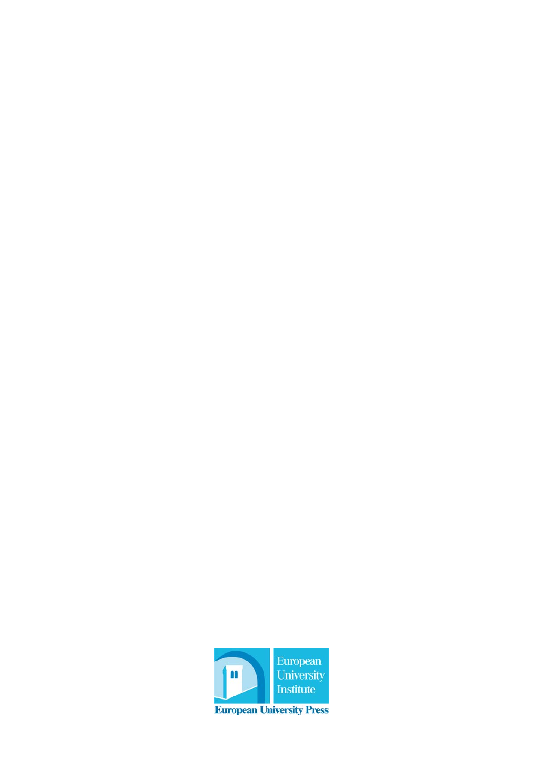European University Institute

European University Press